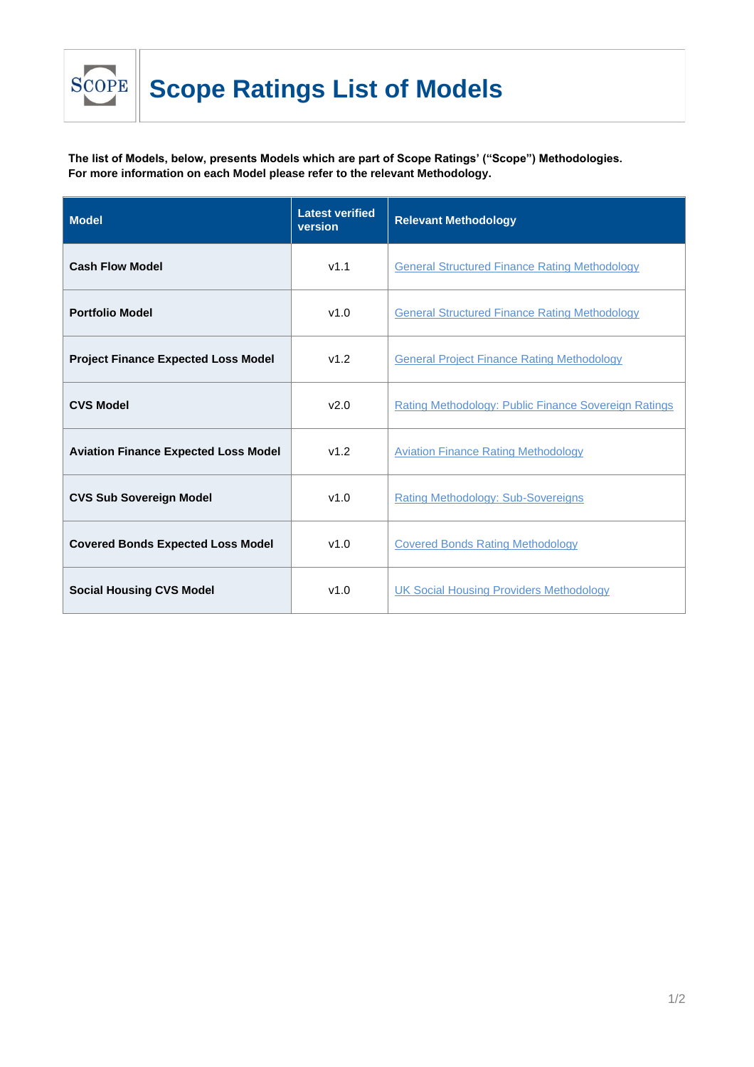# Scope Ratings List of Models

**The list of Models, below, presents Models which are part of Scope Ratings' ("Scope") Methodologies. For more information on each Model please refer to the relevant Methodology.**

| Model | Latest verified version | Relevant Methodology |
|---|---|---|
| **Cash Flow Model** | v1.1 | General Structured Finance Rating Methodology |
| **Portfolio Model** | v1.0 | General Structured Finance Rating Methodology |
| **Project Finance Expected Loss Model** | v1.2 | General Project Finance Rating Methodology |
| **CVS Model** | v2.0 | Rating Methodology: Public Finance Sovereign Ratings |
| **Aviation Finance Expected Loss Model** | v1.2 | Aviation Finance Rating Methodology |
| **CVS Sub Sovereign Model** | v1.0 | Rating Methodology: Sub-Sovereigns |
| **Covered Bonds Expected Loss Model** | v1.0 | Covered Bonds Rating Methodology |
| **Social Housing CVS Model** | v1.0 | UK Social Housing Providers Methodology |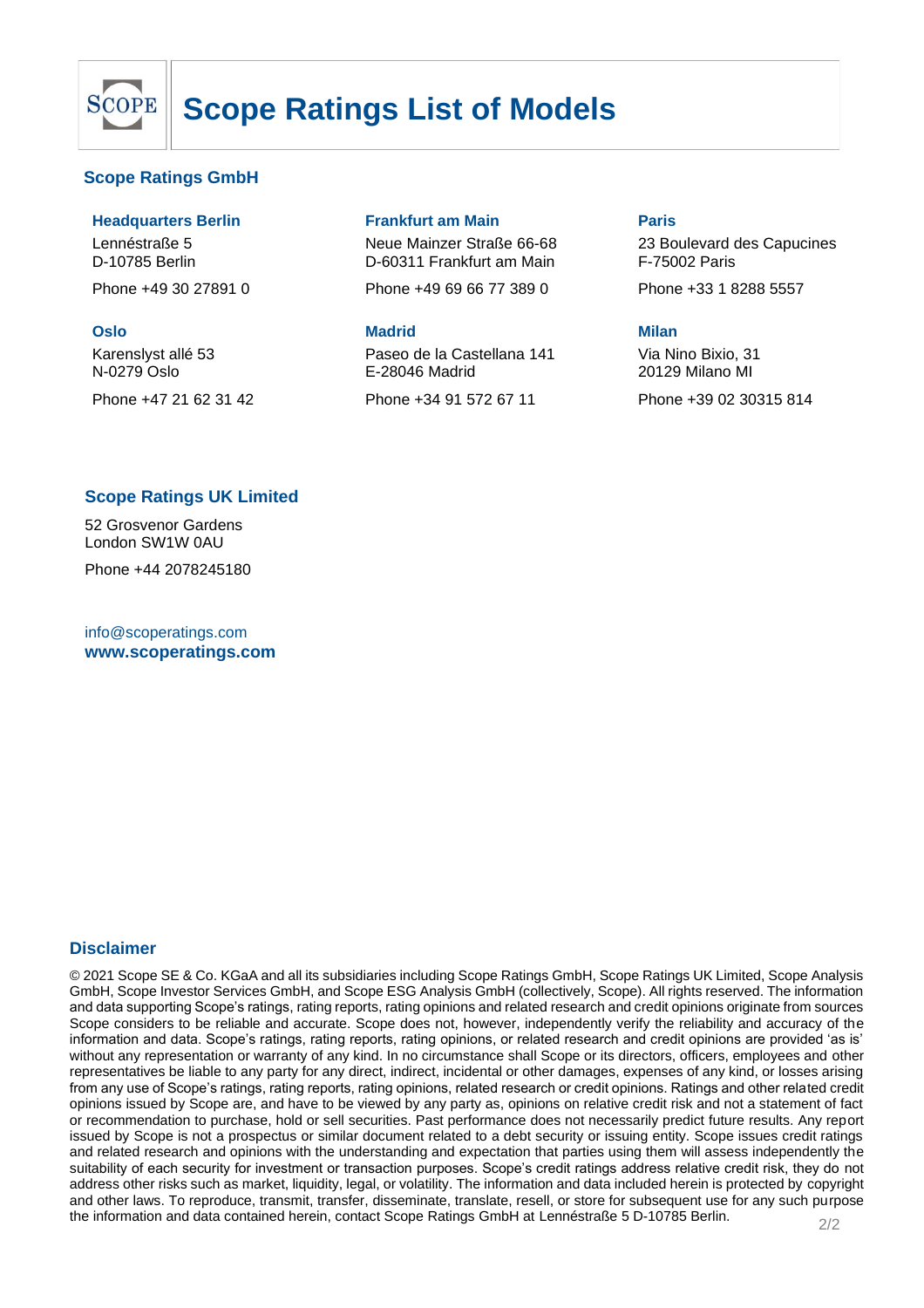# Scope Ratings List of Models

## Scope Ratings GmbH

### Headquarters Berlin

Lennéstraße 5
D-10785 Berlin

Phone +49 30 27891 0

### Frankfurt am Main

Neue Mainzer Straße 66-68
D-60311 Frankfurt am Main

Phone +49 69 66 77 389 0

### Paris

23 Boulevard des Capucines
F-75002 Paris

Phone +33 1 8288 5557

### Oslo

Karenslyst allé 53
N-0279 Oslo

Phone +47 21 62 31 42

### Madrid

Paseo de la Castellana 141
E-28046 Madrid

Phone +34 91 572 67 11

### Milan

Via Nino Bixio, 31
20129 Milano MI

Phone +39 02 30315 814

## Scope Ratings UK Limited

52 Grosvenor Gardens
London SW1W 0AU

Phone +44 2078245180

info@scoperatings.com
**www.scoperatings.com**

## Disclaimer

© 2021 Scope SE & Co. KGaA and all its subsidiaries including Scope Ratings GmbH, Scope Ratings UK Limited, Scope Analysis GmbH, Scope Investor Services GmbH, and Scope ESG Analysis GmbH (collectively, Scope). All rights reserved. The information and data supporting Scope's ratings, rating reports, rating opinions and related research and credit opinions originate from sources Scope considers to be reliable and accurate. Scope does not, however, independently verify the reliability and accuracy of the information and data. Scope's ratings, rating reports, rating opinions, or related research and credit opinions are provided 'as is' without any representation or warranty of any kind. In no circumstance shall Scope or its directors, officers, employees and other representatives be liable to any party for any direct, indirect, incidental or other damages, expenses of any kind, or losses arising from any use of Scope's ratings, rating reports, rating opinions, related research or credit opinions. Ratings and other related credit opinions issued by Scope are, and have to be viewed by any party as, opinions on relative credit risk and not a statement of fact or recommendation to purchase, hold or sell securities. Past performance does not necessarily predict future results. Any report issued by Scope is not a prospectus or similar document related to a debt security or issuing entity. Scope issues credit ratings and related research and opinions with the understanding and expectation that parties using them will assess independently the suitability of each security for investment or transaction purposes. Scope's credit ratings address relative credit risk, they do not address other risks such as market, liquidity, legal, or volatility. The information and data included herein is protected by copyright and other laws. To reproduce, transmit, transfer, disseminate, translate, resell, or store for subsequent use for any such purpose the information and data contained herein, contact Scope Ratings GmbH at Lennéstraße 5 D-10785 Berlin.